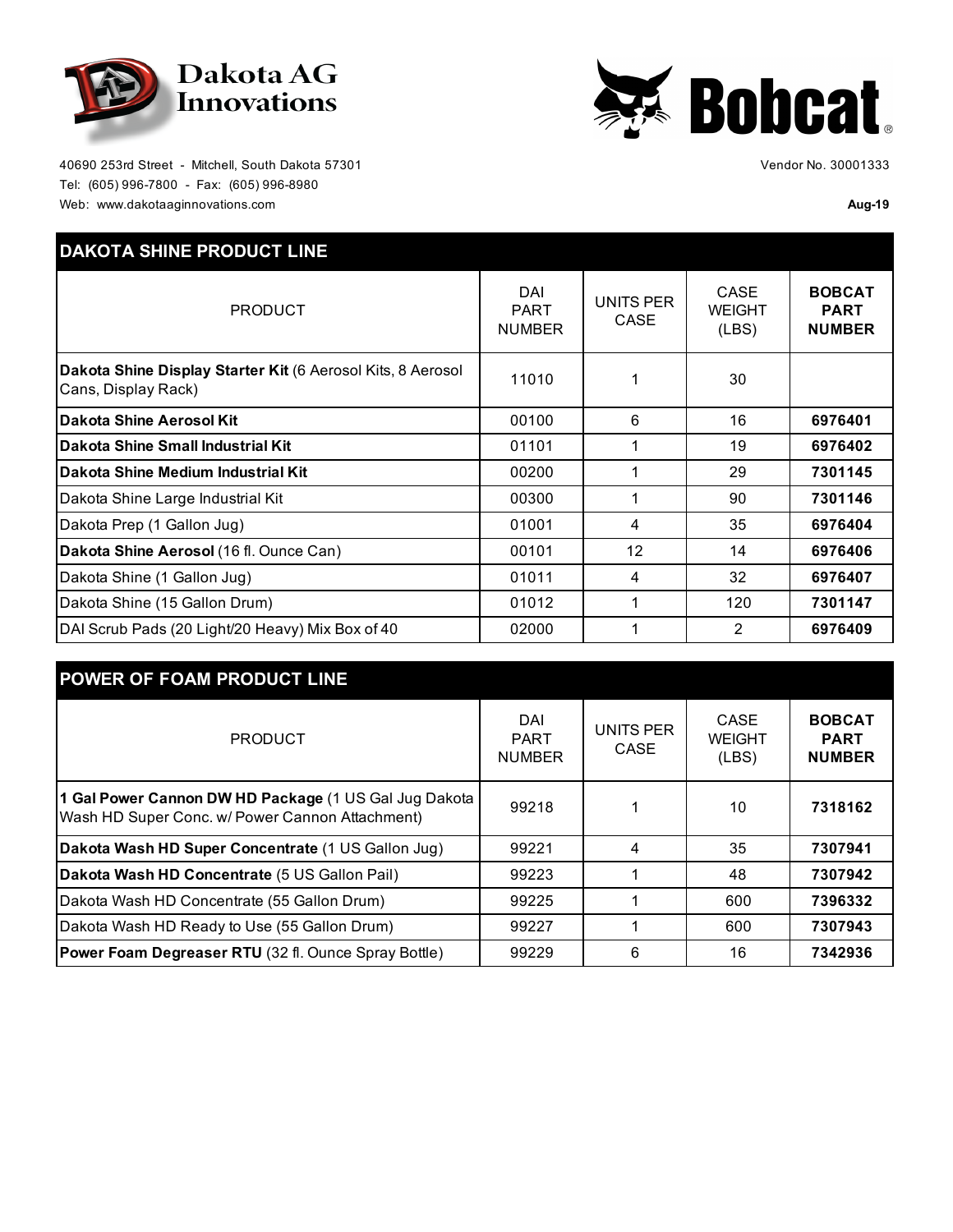**Dakota AG Innovations**

40690 253rd Street - Mitchell, South Dakota 57301
Tel: (605) 996-7800 - Fax: (605) 996-8980
Web: www.dakotaaginnovations.com

**Bobcat**

Vendor No. 30001333

**Aug-19**

## DAKOTA SHINE PRODUCT LINE

| PRODUCT | DAI PART NUMBER | UNITS PER CASE | CASE WEIGHT (LBS) | **BOBCAT PART NUMBER** |
|---|---|---|---|---|
| **Dakota Shine Display Starter Kit** (6 Aerosol Kits, 8 Aerosol Cans, Display Rack) | 11010 | 1 | 30 | |
| **Dakota Shine Aerosol Kit** | 00100 | 6 | 16 | **6976401** |
| **Dakota Shine Small Industrial Kit** | 01101 | 1 | 19 | **6976402** |
| **Dakota Shine Medium Industrial Kit** | 00200 | 1 | 29 | **7301145** |
| Dakota Shine Large Industrial Kit | 00300 | 1 | 90 | **7301146** |
| Dakota Prep (1 Gallon Jug) | 01001 | 4 | 35 | **6976404** |
| **Dakota Shine Aerosol** (16 fl. Ounce Can) | 00101 | 12 | 14 | **6976406** |
| Dakota Shine (1 Gallon Jug) | 01011 | 4 | 32 | **6976407** |
| Dakota Shine (15 Gallon Drum) | 01012 | 1 | 120 | **7301147** |
| DAI Scrub Pads (20 Light/20 Heavy) Mix Box of 40 | 02000 | 1 | 2 | **6976409** |

## POWER OF FOAM PRODUCT LINE

| PRODUCT | DAI PART NUMBER | UNITS PER CASE | CASE WEIGHT (LBS) | **BOBCAT PART NUMBER** |
|---|---|---|---|---|
| **1 Gal Power Cannon DW HD Package** (1 US Gal Jug Dakota Wash HD Super Conc. w/ Power Cannon Attachment) | 99218 | 1 | 10 | **7318162** |
| **Dakota Wash HD Super Concentrate** (1 US Gallon Jug) | 99221 | 4 | 35 | **7307941** |
| **Dakota Wash HD Concentrate** (5 US Gallon Pail) | 99223 | 1 | 48 | **7307942** |
| Dakota Wash HD Concentrate (55 Gallon Drum) | 99225 | 1 | 600 | **7396332** |
| Dakota Wash HD Ready to Use (55 Gallon Drum) | 99227 | 1 | 600 | **7307943** |
| **Power Foam Degreaser RTU** (32 fl. Ounce Spray Bottle) | 99229 | 6 | 16 | **7342936** |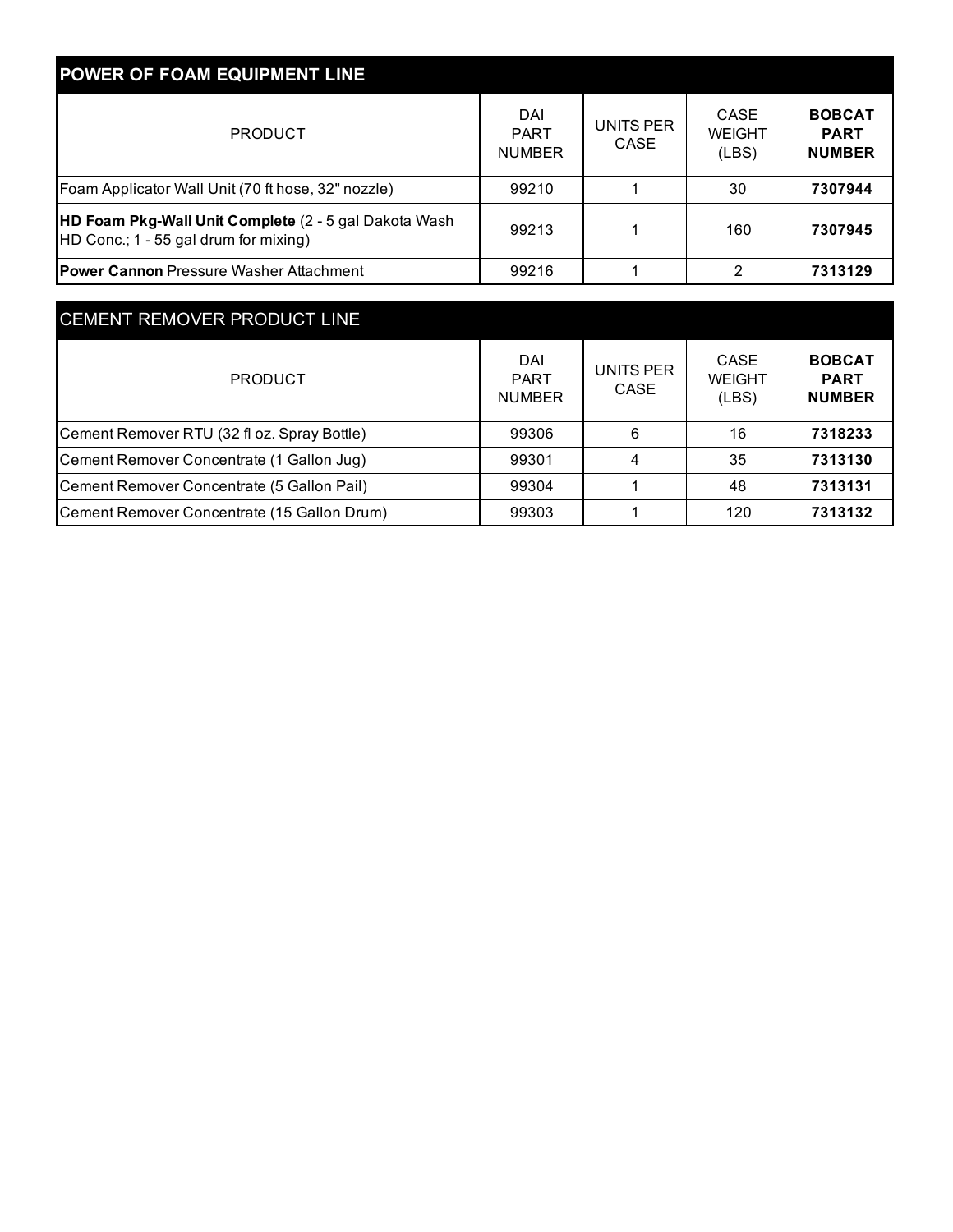## POWER OF FOAM EQUIPMENT LINE

| PRODUCT | DAI PART NUMBER | UNITS PER CASE | CASE WEIGHT (LBS) | **BOBCAT PART NUMBER** |
|---|---|---|---|---|
| Foam Applicator Wall Unit (70 ft hose, 32" nozzle) | 99210 | 1 | 30 | **7307944** |
| **HD Foam Pkg-Wall Unit Complete** (2 - 5 gal Dakota Wash HD Conc.; 1 - 55 gal drum for mixing) | 99213 | 1 | 160 | **7307945** |
| **Power Cannon** Pressure Washer Attachment | 99216 | 1 | 2 | **7313129** |

## CEMENT REMOVER PRODUCT LINE

| PRODUCT | DAI PART NUMBER | UNITS PER CASE | CASE WEIGHT (LBS) | **BOBCAT PART NUMBER** |
|---|---|---|---|---|
| Cement Remover RTU (32 fl oz. Spray Bottle) | 99306 | 6 | 16 | **7318233** |
| Cement Remover Concentrate (1 Gallon Jug) | 99301 | 4 | 35 | **7313130** |
| Cement Remover Concentrate (5 Gallon Pail) | 99304 | 1 | 48 | **7313131** |
| Cement Remover Concentrate (15 Gallon Drum) | 99303 | 1 | 120 | **7313132** |